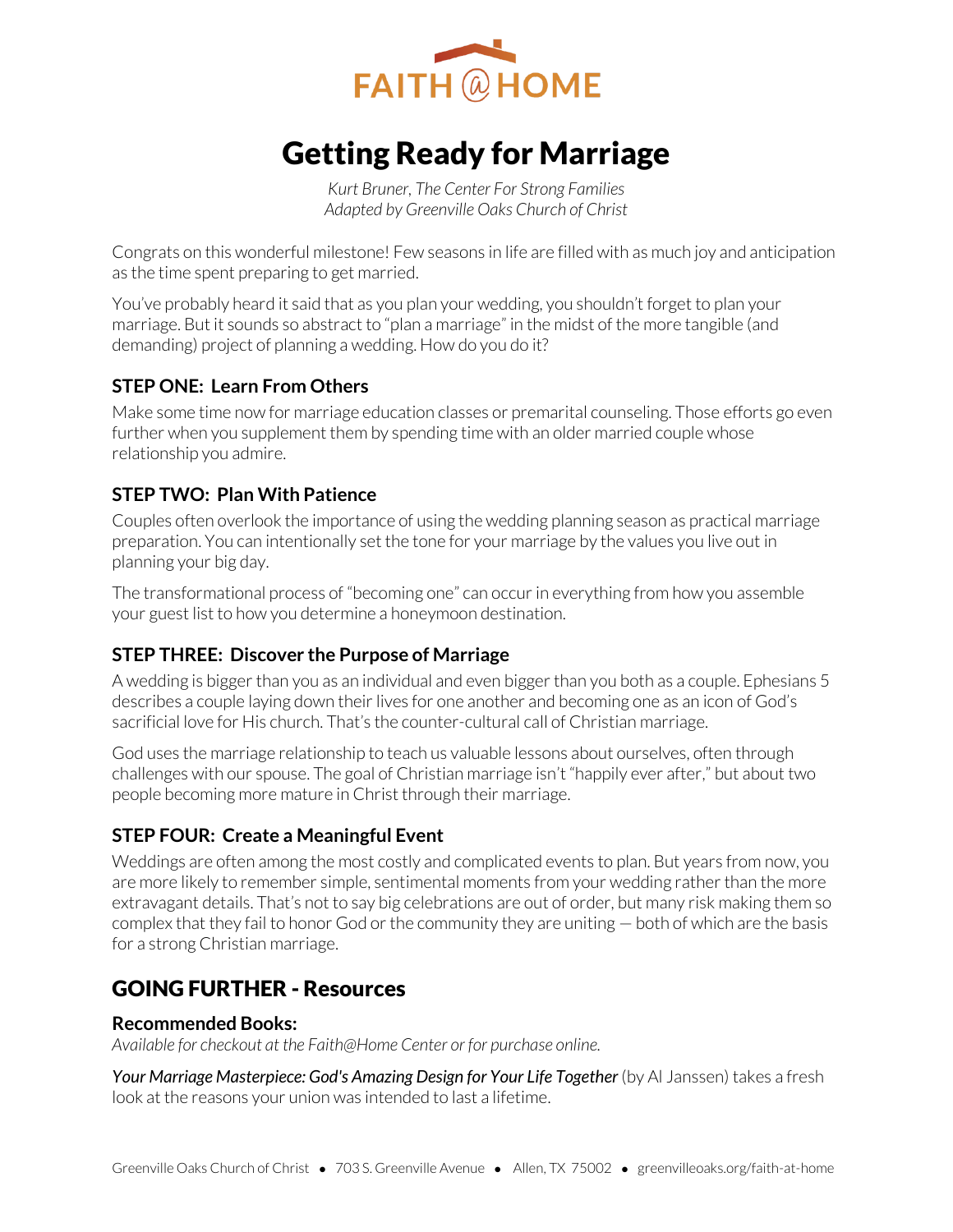FAITH @ HOME

# Getting Ready for Marriage

*Kurt Bruner, The Center For Strong Families*
*Adapted by Greenville Oaks Church of Christ*

Congrats on this wonderful milestone! Few seasons in life are filled with as much joy and anticipation as the time spent preparing to get married.

You've probably heard it said that as you plan your wedding, you shouldn't forget to plan your marriage. But it sounds so abstract to "plan a marriage" in the midst of the more tangible (and demanding) project of planning a wedding. How do you do it?

### STEP ONE: Learn From Others

Make some time now for marriage education classes or premarital counseling. Those efforts go even further when you supplement them by spending time with an older married couple whose relationship you admire.

### STEP TWO: Plan With Patience

Couples often overlook the importance of using the wedding planning season as practical marriage preparation. You can intentionally set the tone for your marriage by the values you live out in planning your big day.

The transformational process of "becoming one" can occur in everything from how you assemble your guest list to how you determine a honeymoon destination.

### STEP THREE: Discover the Purpose of Marriage

A wedding is bigger than you as an individual and even bigger than you both as a couple. Ephesians 5 describes a couple laying down their lives for one another and becoming one as an icon of God's sacrificial love for His church. That's the counter-cultural call of Christian marriage.

God uses the marriage relationship to teach us valuable lessons about ourselves, often through challenges with our spouse. The goal of Christian marriage isn't "happily ever after," but about two people becoming more mature in Christ through their marriage.

### STEP FOUR: Create a Meaningful Event

Weddings are often among the most costly and complicated events to plan. But years from now, you are more likely to remember simple, sentimental moments from your wedding rather than the more extravagant details. That's not to say big celebrations are out of order, but many risk making them so complex that they fail to honor God or the community they are uniting — both of which are the basis for a strong Christian marriage.

## GOING FURTHER - Resources

### Recommended Books:

*Available for checkout at the Faith@Home Center or for purchase online.*

***Your Marriage Masterpiece: God's Amazing Design for Your Life Together*** (by Al Janssen) takes a fresh look at the reasons your union was intended to last a lifetime.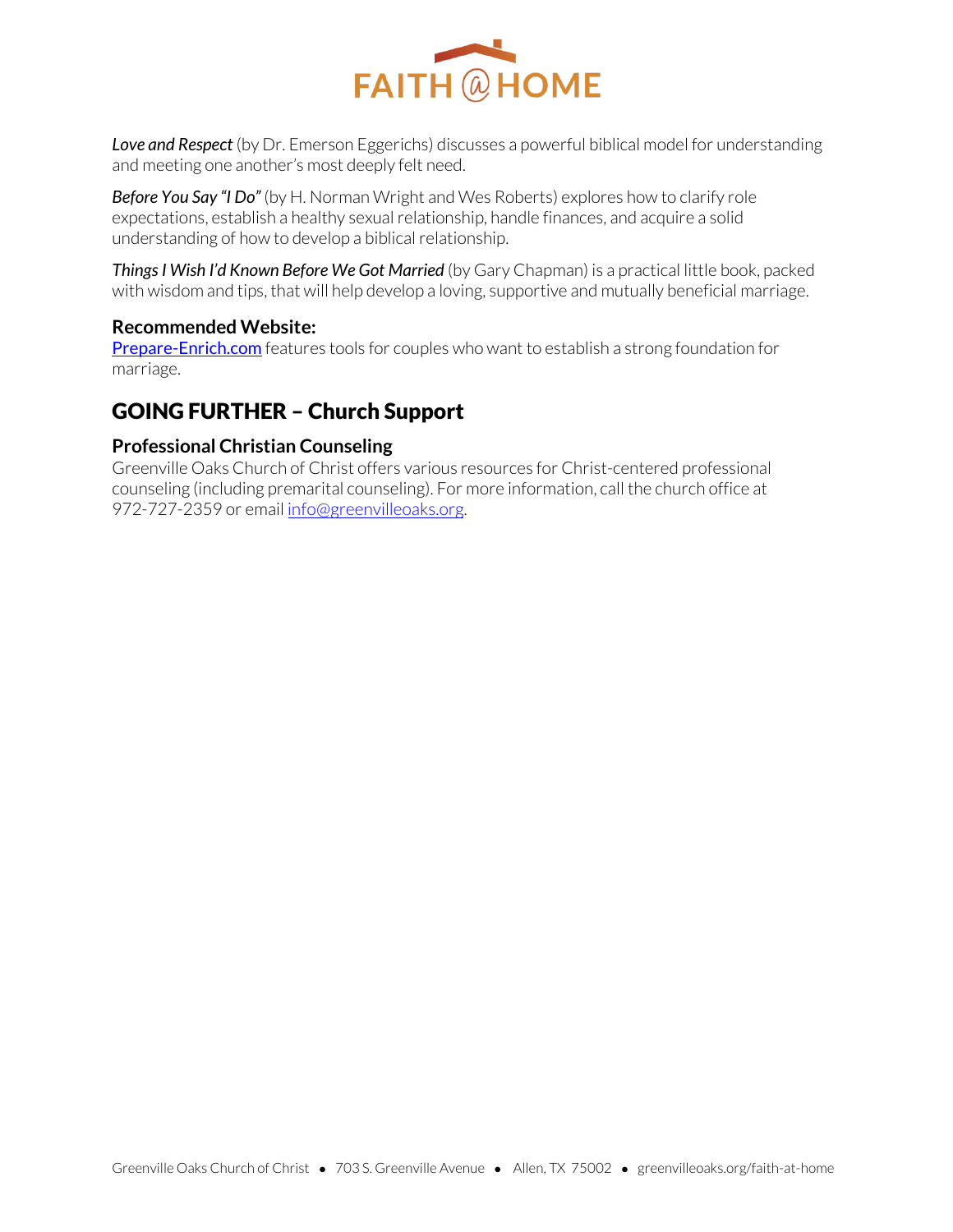***Love and Respect*** (by Dr. Emerson Eggerichs) discusses a powerful biblical model for understanding and meeting one another's most deeply felt need.

***Before You Say "I Do"*** (by H. Norman Wright and Wes Roberts) explores how to clarify role expectations, establish a healthy sexual relationship, handle finances, and acquire a solid understanding of how to develop a biblical relationship.

***Things I Wish I'd Known Before We Got Married*** (by Gary Chapman) is a practical little book, packed with wisdom and tips, that will help develop a loving, supportive and mutually beneficial marriage.

### Recommended Website:

Prepare-Enrich.com features tools for couples who want to establish a strong foundation for marriage.

## GOING FURTHER – Church Support

### Professional Christian Counseling

Greenville Oaks Church of Christ offers various resources for Christ-centered professional counseling (including premarital counseling). For more information, call the church office at 972-727-2359 or email info@greenvilleoaks.org.